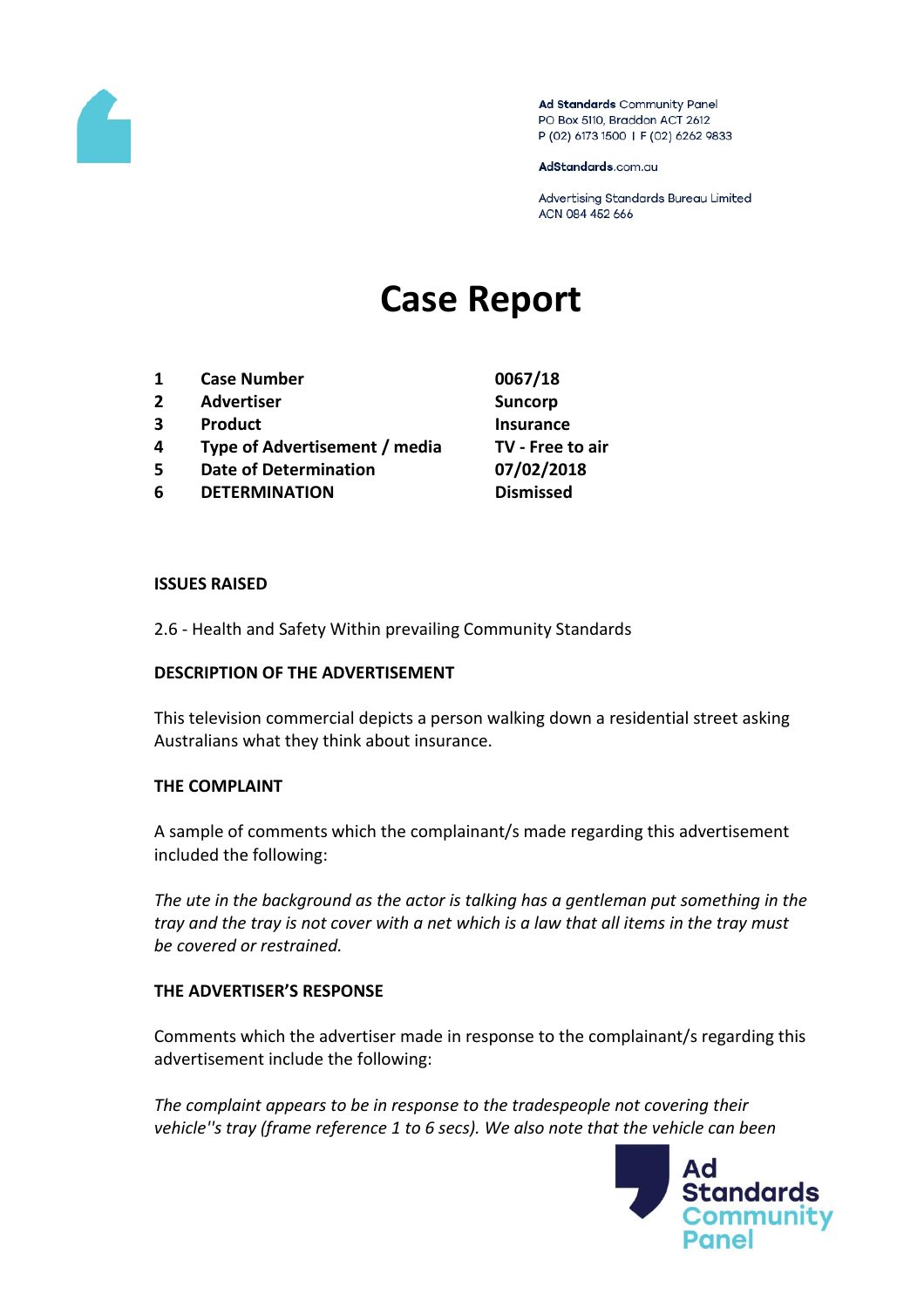# Case Report

| | | |
|---|---|---|
| 1 | **Case Number** | **0067/18** |
| 2 | **Advertiser** | **Suncorp** |
| 3 | **Product** | **Insurance** |
| 4 | **Type of Advertisement / media** | **TV - Free to air** |
| 5 | **Date of Determination** | **07/02/2018** |
| 6 | **DETERMINATION** | **Dismissed** |

**ISSUES RAISED**

2.6 - Health and Safety Within prevailing Community Standards

**DESCRIPTION OF THE ADVERTISEMENT**

This television commercial depicts a person walking down a residential street asking Australians what they think about insurance.

**THE COMPLAINT**

A sample of comments which the complainant/s made regarding this advertisement included the following:

*The ute in the background as the actor is talking has a gentleman put something in the tray and the tray is not cover with a net which is a law that all items in the tray must be covered or restrained.*

**THE ADVERTISER'S RESPONSE**

Comments which the advertiser made in response to the complainant/s regarding this advertisement include the following:

*The complaint appears to be in response to the tradespeople not covering their vehicle''s tray (frame reference 1 to 6 secs). We also note that the vehicle can been*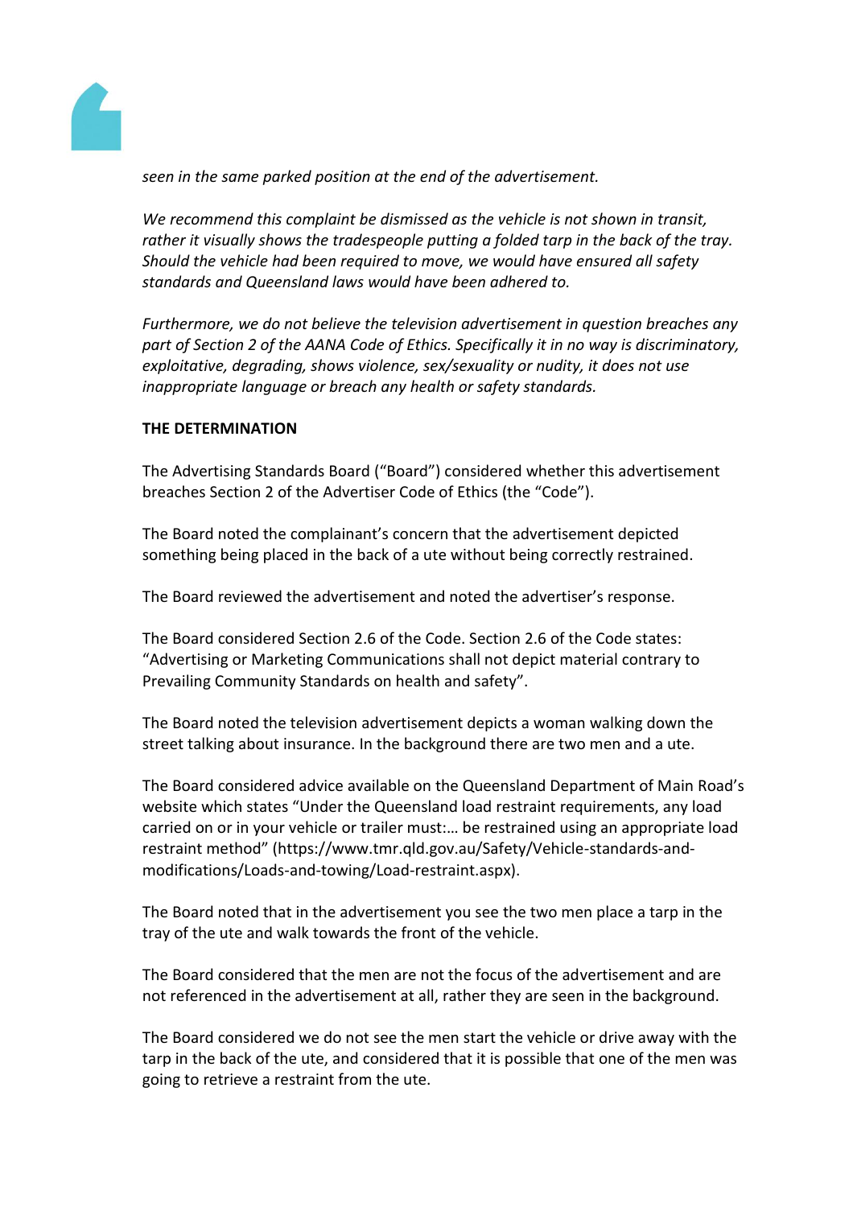*seen in the same parked position at the end of the advertisement.*

*We recommend this complaint be dismissed as the vehicle is not shown in transit, rather it visually shows the tradespeople putting a folded tarp in the back of the tray. Should the vehicle had been required to move, we would have ensured all safety standards and Queensland laws would have been adhered to.*

*Furthermore, we do not believe the television advertisement in question breaches any part of Section 2 of the AANA Code of Ethics. Specifically it in no way is discriminatory, exploitative, degrading, shows violence, sex/sexuality or nudity, it does not use inappropriate language or breach any health or safety standards.*

**THE DETERMINATION**

The Advertising Standards Board ("Board") considered whether this advertisement breaches Section 2 of the Advertiser Code of Ethics (the "Code").

The Board noted the complainant's concern that the advertisement depicted something being placed in the back of a ute without being correctly restrained.

The Board reviewed the advertisement and noted the advertiser's response.

The Board considered Section 2.6 of the Code. Section 2.6 of the Code states: "Advertising or Marketing Communications shall not depict material contrary to Prevailing Community Standards on health and safety".

The Board noted the television advertisement depicts a woman walking down the street talking about insurance. In the background there are two men and a ute.

The Board considered advice available on the Queensland Department of Main Road's website which states "Under the Queensland load restraint requirements, any load carried on or in your vehicle or trailer must:… be restrained using an appropriate load restraint method" (https://www.tmr.qld.gov.au/Safety/Vehicle-standards-and-modifications/Loads-and-towing/Load-restraint.aspx).

The Board noted that in the advertisement you see the two men place a tarp in the tray of the ute and walk towards the front of the vehicle.

The Board considered that the men are not the focus of the advertisement and are not referenced in the advertisement at all, rather they are seen in the background.

The Board considered we do not see the men start the vehicle or drive away with the tarp in the back of the ute, and considered that it is possible that one of the men was going to retrieve a restraint from the ute.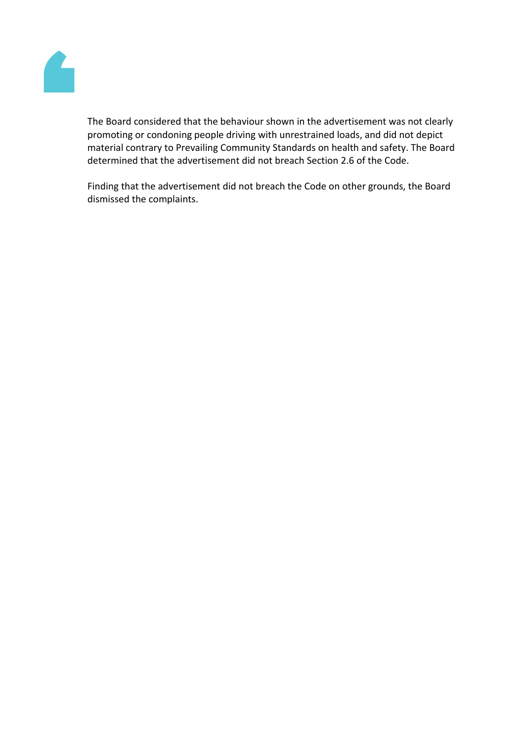The Board considered that the behaviour shown in the advertisement was not clearly promoting or condoning people driving with unrestrained loads, and did not depict material contrary to Prevailing Community Standards on health and safety. The Board determined that the advertisement did not breach Section 2.6 of the Code.

Finding that the advertisement did not breach the Code on other grounds, the Board dismissed the complaints.